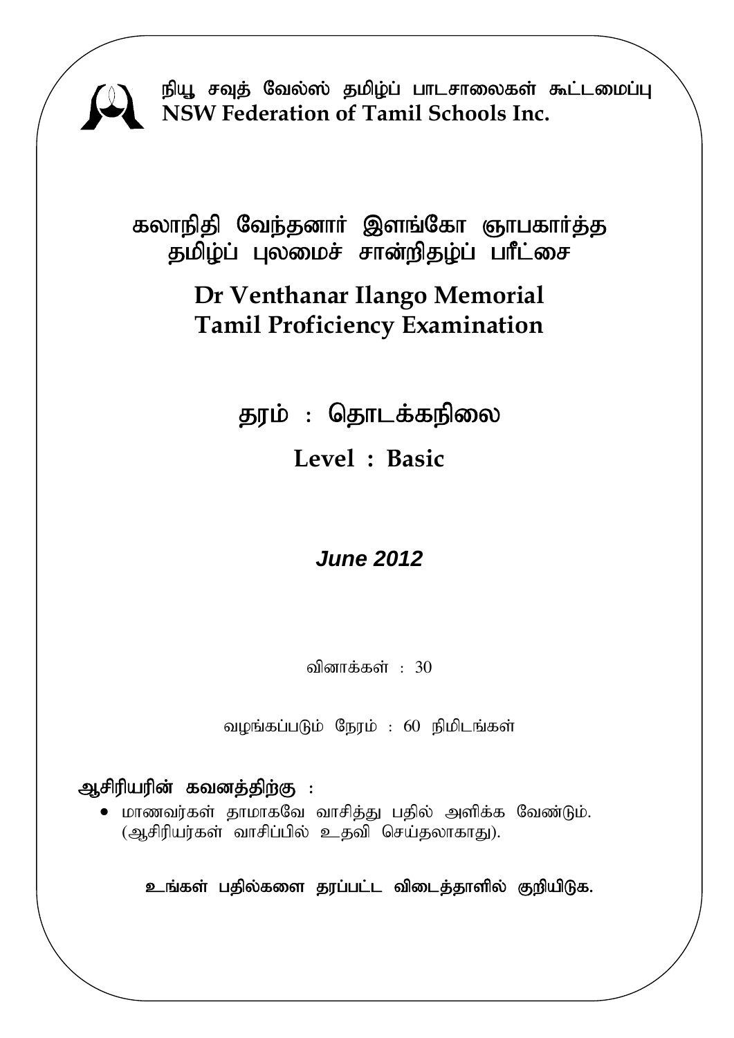நியூ சவுத் வேல்ஸ் தமிழ்ப் பாடசாலைகள் கூட்டமைப்பு
**NSW Federation of Tamil Schools Inc.**

# கலாநிதி வேந்தனார் இளங்கோ ஞாபகார்த்த தமிழ்ப் புலமைச் சான்றிதழ்ப் பரீட்சை

# Dr Venthanar Ilango Memorial Tamil Proficiency Examination

## தரம் : தொடக்கநிலை

## Level : Basic

***June 2012***

வினாக்கள் : 30

வழங்கப்படும் நேரம் : 60 நிமிடங்கள்

**ஆசிரியரின் கவனத்திற்கு :**

- மாணவர்கள் தாமாகவே வாசித்து பதில் அளிக்க வேண்டும். (ஆசிரியர்கள் வாசிப்பில் உதவி செய்தலாகாது).

**உங்கள் பதில்களை தரப்பட்ட விடைத்தாளில் குறியிடுக.**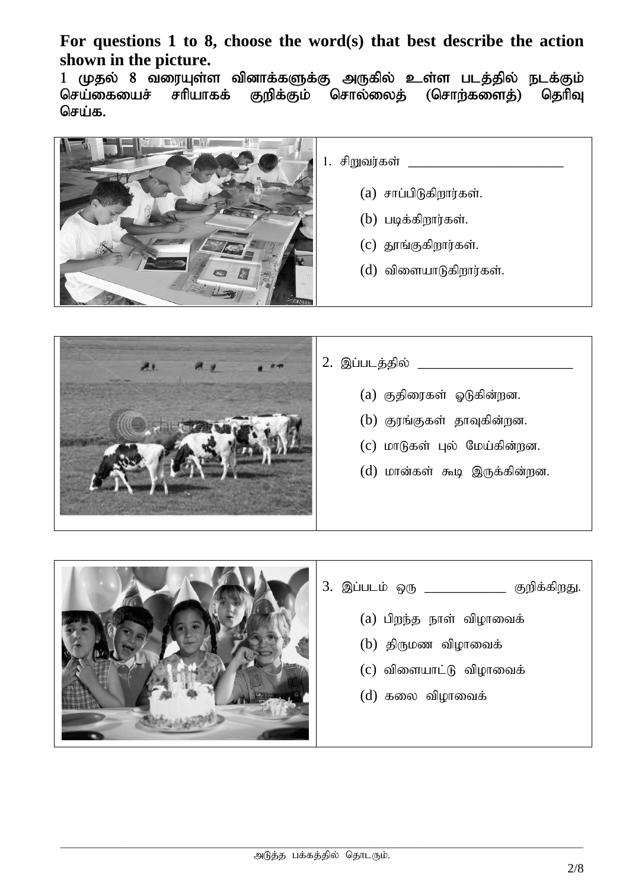**For questions 1 to 8, choose the word(s) that best describe the action shown in the picture.**

**1 முதல் 8 வரையுள்ள வினாக்களுக்கு அருகில் உள்ள படத்தில் நடக்கும் செய்கையைச் சரியாகக் குறிக்கும் சொல்லைத் (சொற்களைத்) தெரிவு செய்க.**

1. சிறுவர்கள் \_\_\_\_\_\_\_\_\_\_\_\_\_\_\_\_\_\_\_\_\_\_

   (a) சாப்பிடுகிறார்கள்.

   (b) படிக்கிறார்கள்.

   (c) தூங்குகிறார்கள்.

   (d) விளையாடுகிறார்கள்.

2. இப்படத்தில் \_\_\_\_\_\_\_\_\_\_\_\_\_\_\_\_\_\_\_\_\_\_

   (a) குதிரைகள் ஓடுகின்றன.

   (b) குரங்குகள் தாவுகின்றன.

   (c) மாடுகள் புல் மேய்கின்றன.

   (d) மான்கள் கூடி இருக்கின்றன.

3. இப்படம் ஒரு \_\_\_\_\_\_\_\_\_\_\_\_ குறிக்கிறது.

   (a) பிறந்த நாள் விழாவைக்

   (b) திருமண விழாவைக்

   (c) விளையாட்டு விழாவைக்

   (d) கலை விழாவைக்

அடுத்த பக்கத்தில் தொடரும்.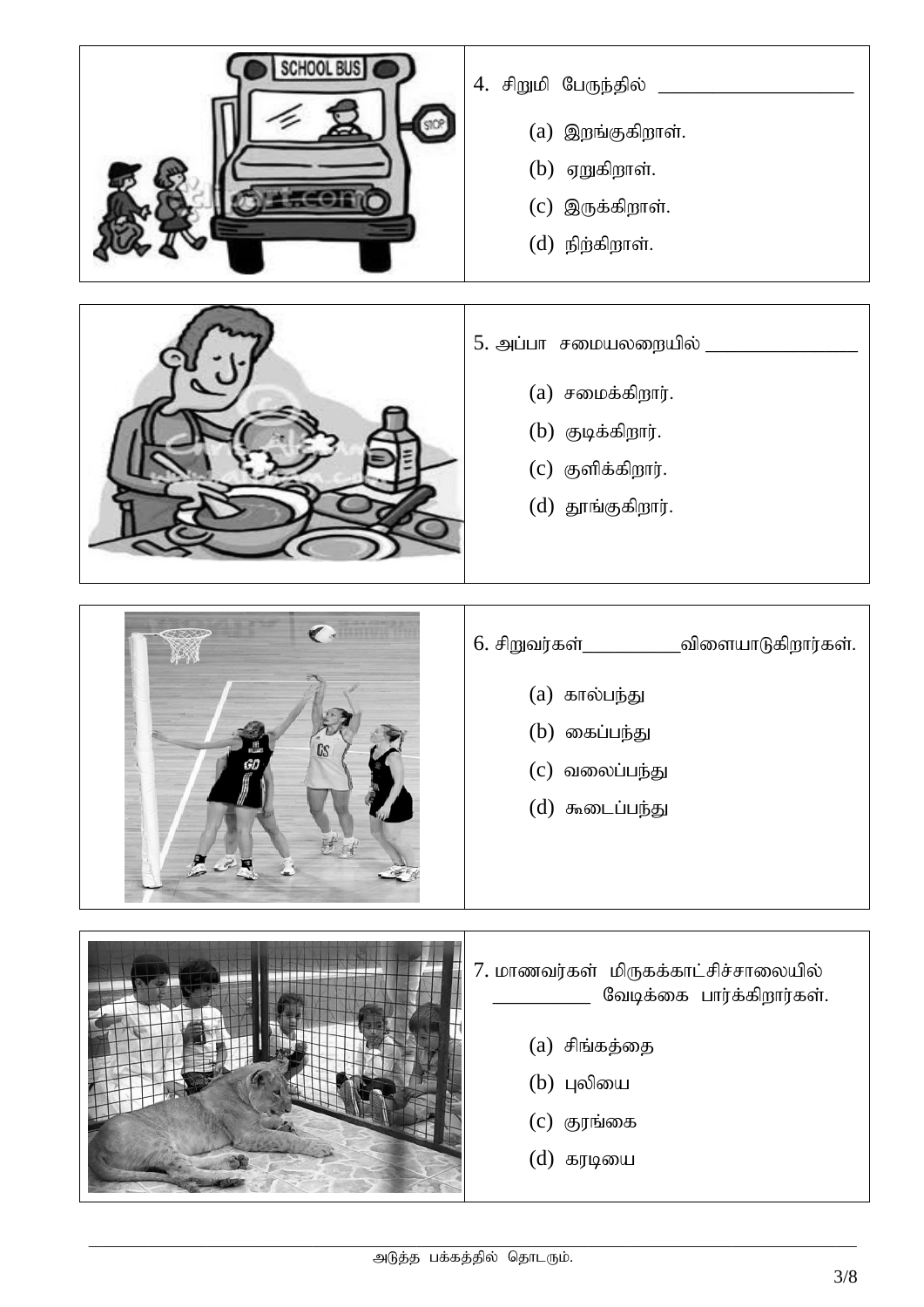4. சிறுமி பேருந்தில் ___________________

(a) இறங்குகிறாள்.

(b) ஏறுகிறாள்.

(c) இருக்கிறாள்.

(d) நிற்கிறாள்.

5. அப்பா சமையலறையில் _______________

(a) சமைக்கிறார்.

(b) குடிக்கிறார்.

(c) குளிக்கிறார்.

(d) தூங்குகிறார்.

6. சிறுவர்கள்__________விளையாடுகிறார்கள்.

(a) கால்பந்து

(b) கைப்பந்து

(c) வலைப்பந்து

(d) கூடைப்பந்து

7. மாணவர்கள் மிருகக்காட்சிச்சாலையில் __________ வேடிக்கை பார்க்கிறார்கள்.

(a) சிங்கத்தை

(b) புலியை

(c) குரங்கை

(d) கரடியை

அடுத்த பக்கத்தில் தொடரும்.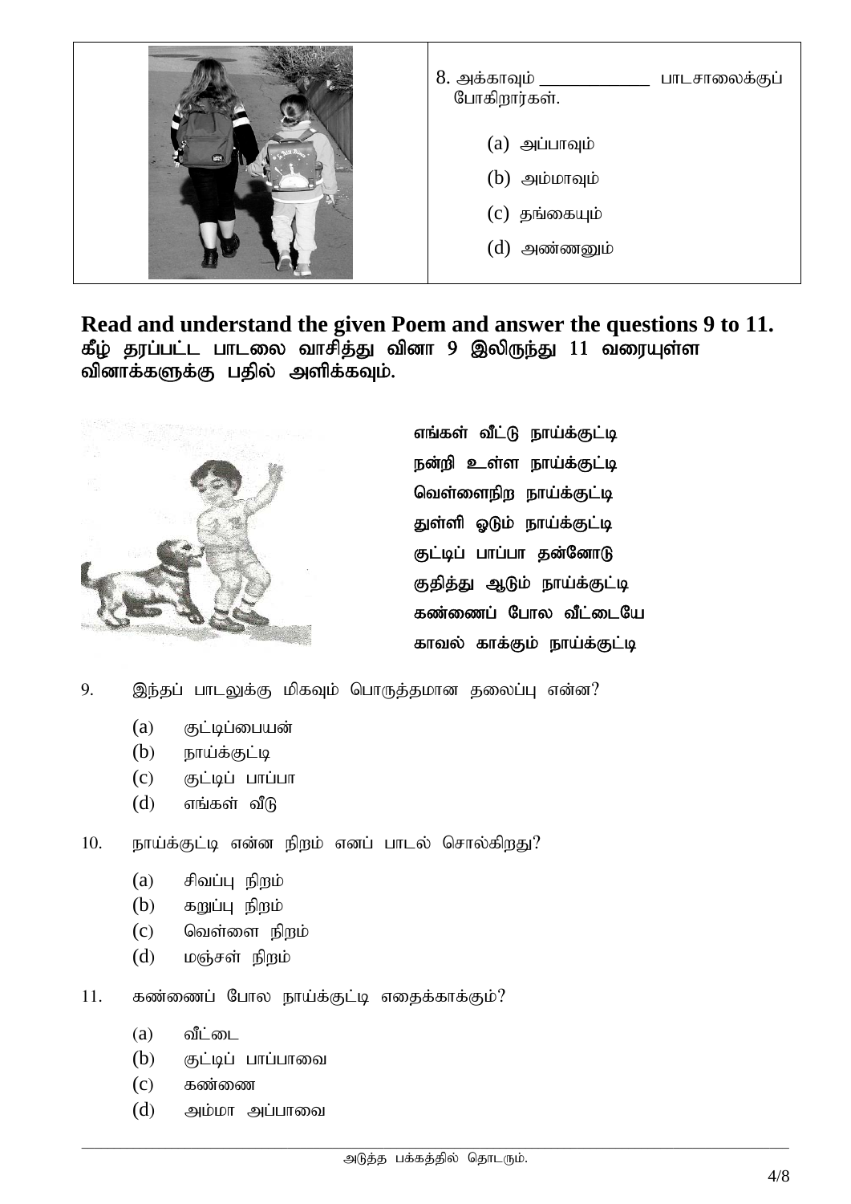8. அக்காவும் \_\_\_\_\_\_\_\_\_\_\_\_ பாடசாலைக்குப் போகிறார்கள்.

(a) அப்பாவும்
(b) அம்மாவும்
(c) தங்கையும்
(d) அண்ணனும்

**Read and understand the given Poem and answer the questions 9 to 11.**
**கீழ் தரப்பட்ட பாடலை வாசித்து வினா 9 இலிருந்து 11 வரையுள்ள வினாக்களுக்கு பதில் அளிக்கவும்.**

**எங்கள் வீட்டு நாய்க்குட்டி**
**நன்றி உள்ள நாய்க்குட்டி**
**வெள்ளைநிற நாய்க்குட்டி**
**துள்ளி ஓடும் நாய்க்குட்டி**
**குட்டிப் பாப்பா தன்னோடு**
**குதித்து ஆடும் நாய்க்குட்டி**
**கண்ணைப் போல வீட்டையே**
**காவல் காக்கும் நாய்க்குட்டி**

9. இந்தப் பாடலுக்கு மிகவும் பொருத்தமான தலைப்பு என்ன?

(a) குட்டிப்பையன்
(b) நாய்க்குட்டி
(c) குட்டிப் பாப்பா
(d) எங்கள் வீடு

10. நாய்க்குட்டி என்ன நிறம் எனப் பாடல் சொல்கிறது?

(a) சிவப்பு நிறம்
(b) கறுப்பு நிறம்
(c) வெள்ளை நிறம்
(d) மஞ்சள் நிறம்

11. கண்ணைப் போல நாய்க்குட்டி எதைக்காக்கும்?

(a) வீட்டை
(b) குட்டிப் பாப்பாவை
(c) கண்ணை
(d) அம்மா அப்பாவை

அடுத்த பக்கத்தில் தொடரும்.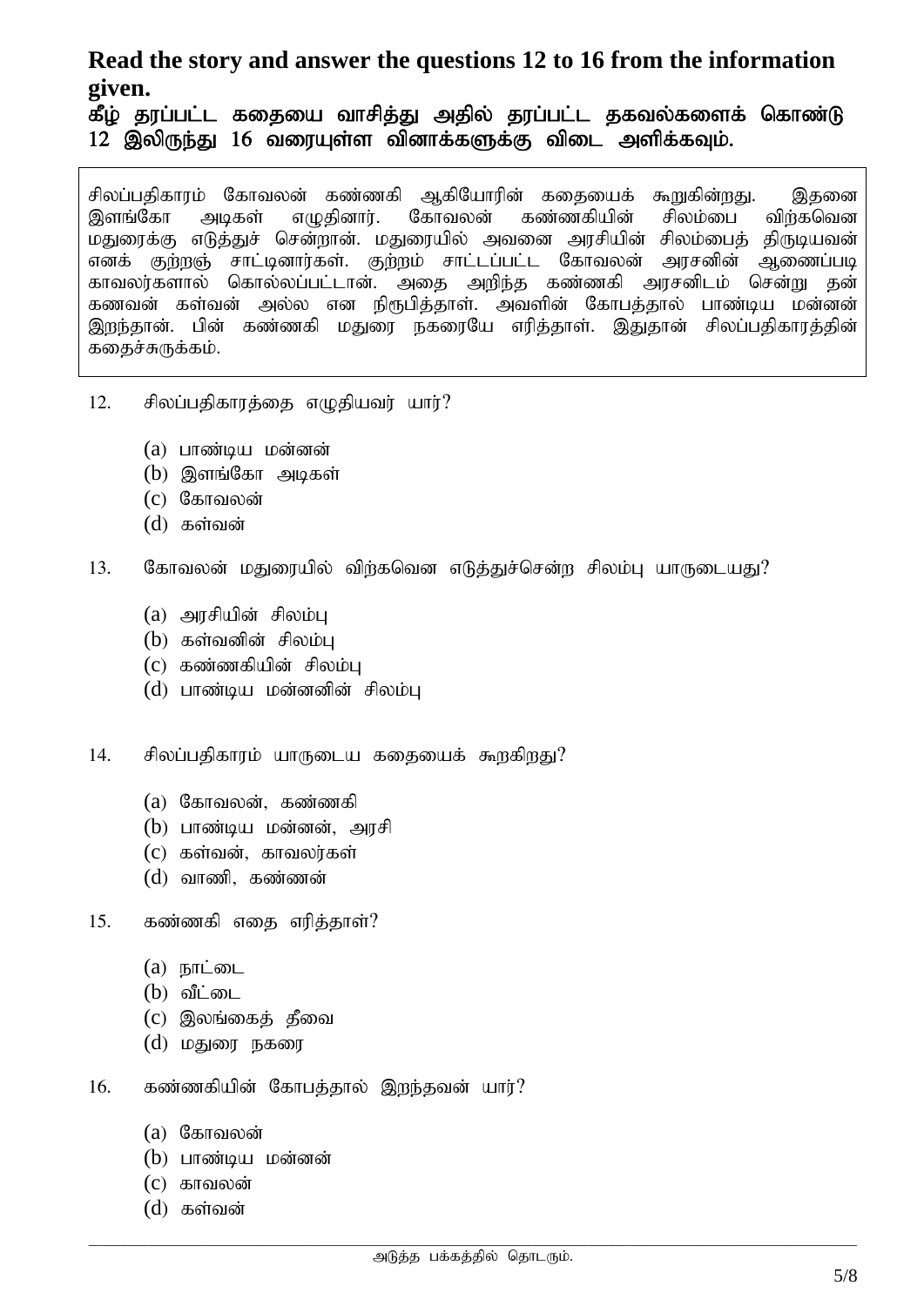**Read the story and answer the questions 12 to 16 from the information given.**

**கீழ் தரப்பட்ட கதையை வாசித்து அதில் தரப்பட்ட தகவல்களைக் கொண்டு 12 இலிருந்து 16 வரையுள்ள வினாக்களுக்கு விடை அளிக்கவும்.**

சிலப்பதிகாரம் கோவலன் கண்ணகி ஆகியோரின் கதையைக் கூறுகின்றது. இதனை இளங்கோ அடிகள் எழுதினார். கோவலன் கண்ணகியின் சிலம்பை விற்கவென மதுரைக்கு எடுத்துச் சென்றான். மதுரையில் அவனை அரசியின் சிலம்பைத் திருடியவன் எனக் குற்றஞ் சாட்டினார்கள். குற்றம் சாட்டப்பட்ட கோவலன் அரசனின் ஆணைப்படி காவலர்களால் கொல்லப்பட்டான். அதை அறிந்த கண்ணகி அரசனிடம் சென்று தன் கணவன் கள்வன் அல்ல என நிரூபித்தாள். அவளின் கோபத்தால் பாண்டிய மன்னன் இறந்தான். பின் கண்ணகி மதுரை நகரையே எரித்தாள். இதுதான் சிலப்பதிகாரத்தின் கதைச்சுருக்கம்.

12. சிலப்பதிகாரத்தை எழுதியவர் யார்?

    (a) பாண்டிய மன்னன்
    (b) இளங்கோ அடிகள்
    (c) கோவலன்
    (d) கள்வன்

13. கோவலன் மதுரையில் விற்கவென எடுத்துச்சென்ற சிலம்பு யாருடையது?

    (a) அரசியின் சிலம்பு
    (b) கள்வனின் சிலம்பு
    (c) கண்ணகியின் சிலம்பு
    (d) பாண்டிய மன்னனின் சிலம்பு

14. சிலப்பதிகாரம் யாருடைய கதையைக் கூறகிறது?

    (a) கோவலன், கண்ணகி
    (b) பாண்டிய மன்னன், அரசி
    (c) கள்வன், காவலர்கள்
    (d) வாணி, கண்ணன்

15. கண்ணகி எதை எரித்தாள்?

    (a) நாட்டை
    (b) வீட்டை
    (c) இலங்கைத் தீவை
    (d) மதுரை நகரை

16. கண்ணகியின் கோபத்தால் இறந்தவன் யார்?

    (a) கோவலன்
    (b) பாண்டிய மன்னன்
    (c) காவலன்
    (d) கள்வன்

அடுத்த பக்கத்தில் தொடரும்.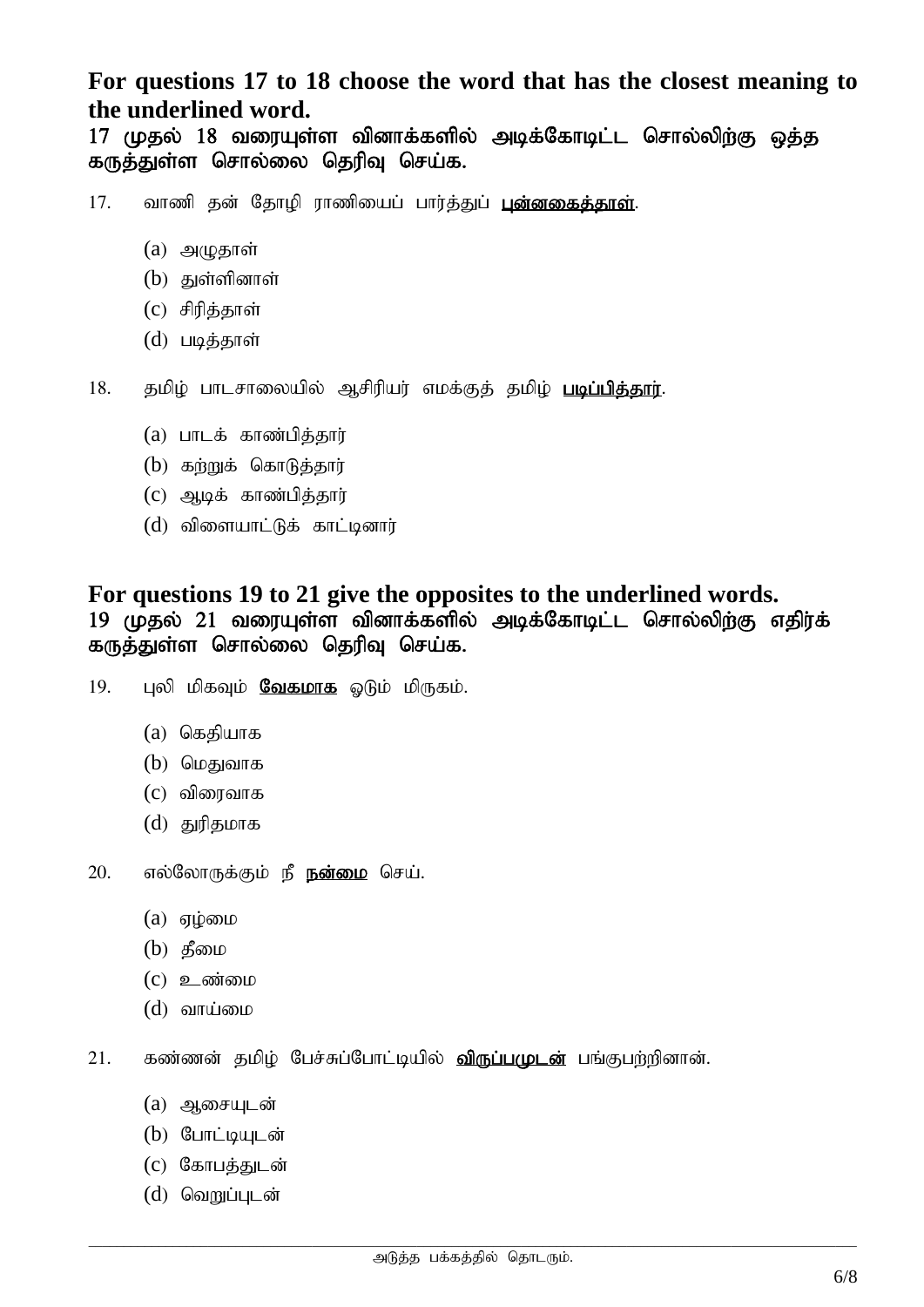**For questions 17 to 18 choose the word that has the closest meaning to the underlined word.**

**17 முதல் 18 வரையுள்ள வினாக்களில் அடிக்கோடிட்ட சொல்லிற்கு ஒத்த கருத்துள்ள சொல்லை தெரிவு செய்க.**

17. வாணி தன் தோழி ராணியைப் பார்த்துப் <u>**புன்னகைத்தாள்**</u>.

    (a) அழுதாள்
    (b) துள்ளினாள்
    (c) சிரித்தாள்
    (d) படித்தாள்

18. தமிழ் பாடசாலையில் ஆசிரியர் எமக்குத் தமிழ் <u>**படிப்பித்தார்**</u>.

    (a) பாடக் காண்பித்தார்
    (b) கற்றுக் கொடுத்தார்
    (c) ஆடிக் காண்பித்தார்
    (d) விளையாட்டுக் காட்டினார்

**For questions 19 to 21 give the opposites to the underlined words.**

**19 முதல் 21 வரையுள்ள வினாக்களில் அடிக்கோடிட்ட சொல்லிற்கு எதிர்க் கருத்துள்ள சொல்லை தெரிவு செய்க.**

19. புலி மிகவும் <u>**வேகமாக**</u> ஓடும் மிருகம்.

    (a) கெதியாக
    (b) மெதுவாக
    (c) விரைவாக
    (d) துரிதமாக

20. எல்லோருக்கும் நீ <u>**நன்மை**</u> செய்.

    (a) ஏழ்மை
    (b) தீமை
    (c) உண்மை
    (d) வாய்மை

21. கண்ணன் தமிழ் பேச்சுப்போட்டியில் <u>**விருப்பமுடன்**</u> பங்குபற்றினான்.

    (a) ஆசையுடன்
    (b) போட்டியுடன்
    (c) கோபத்துடன்
    (d) வெறுப்புடன்

அடுத்த பக்கத்தில் தொடரும்.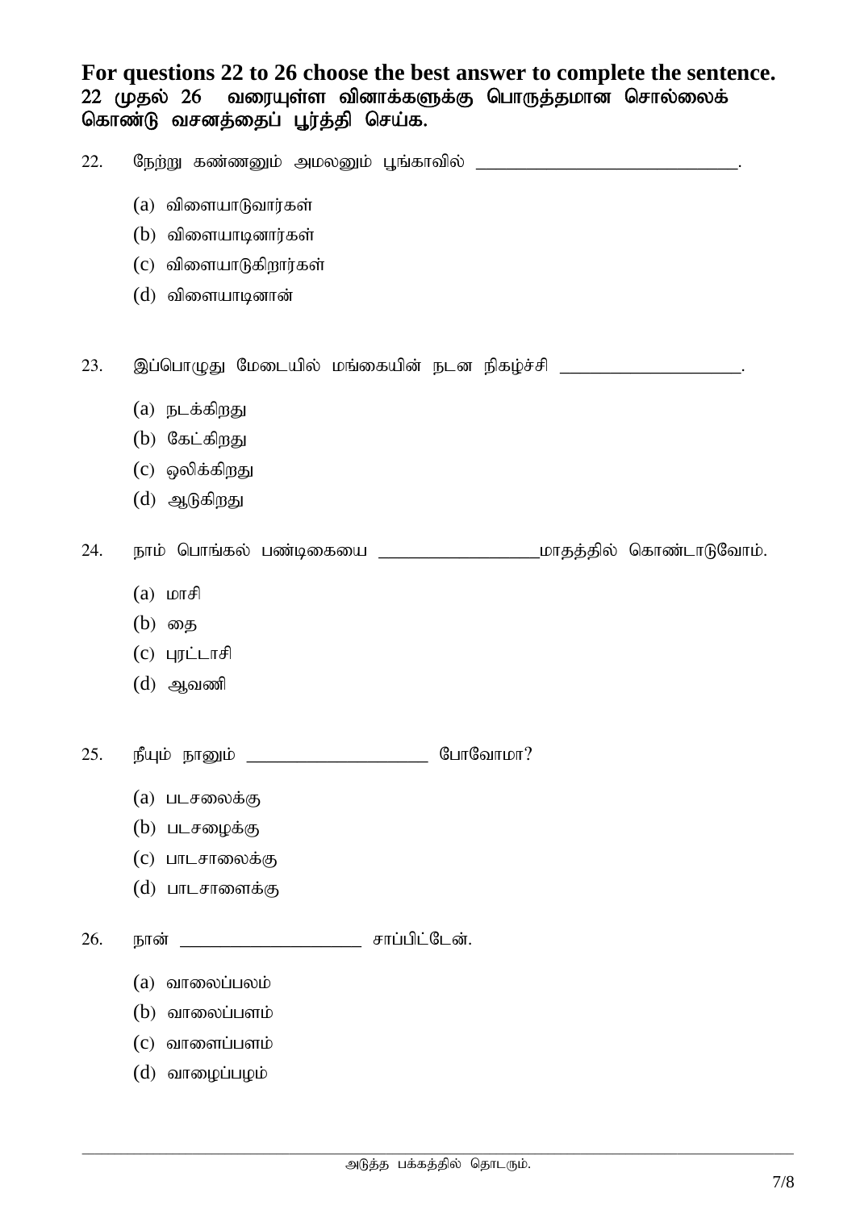**For questions 22 to 26 choose the best answer to complete the sentence.**
**22 முதல் 26 வரையுள்ள வினாக்களுக்கு பொருத்தமான சொல்லைக் கொண்டு வசனத்தைப் பூர்த்தி செய்க.**

22. நேற்று கண்ணனும் அமலனும் பூங்காவில் ______________________________.

    (a) விளையாடுவார்கள்
    (b) விளையாடினார்கள்
    (c) விளையாடுகிறார்கள்
    (d) விளையாடினான்

23. இப்பொழுது மேடையில் மங்கையின் நடன நிகழ்ச்சி ____________________.

    (a) நடக்கிறது
    (b) கேட்கிறது
    (c) ஒலிக்கிறது
    (d) ஆடுகிறது

24. நாம் பொங்கல் பண்டிகையை __________________மாதத்தில் கொண்டாடுவோம்.

    (a) மாசி
    (b) தை
    (c) புரட்டாசி
    (d) ஆவணி

25. நீயும் நானும் ____________________ போவோமா?

    (a) படசலைக்கு
    (b) படசழைக்கு
    (c) பாடசாலைக்கு
    (d) பாடசாளைக்கு

26. நான் ____________________ சாப்பிட்டேன்.

    (a) வாலைப்பலம்
    (b) வாலைப்பளம்
    (c) வாளைப்பளம்
    (d) வாழைப்பழம்

அடுத்த பக்கத்தில் தொடரும்.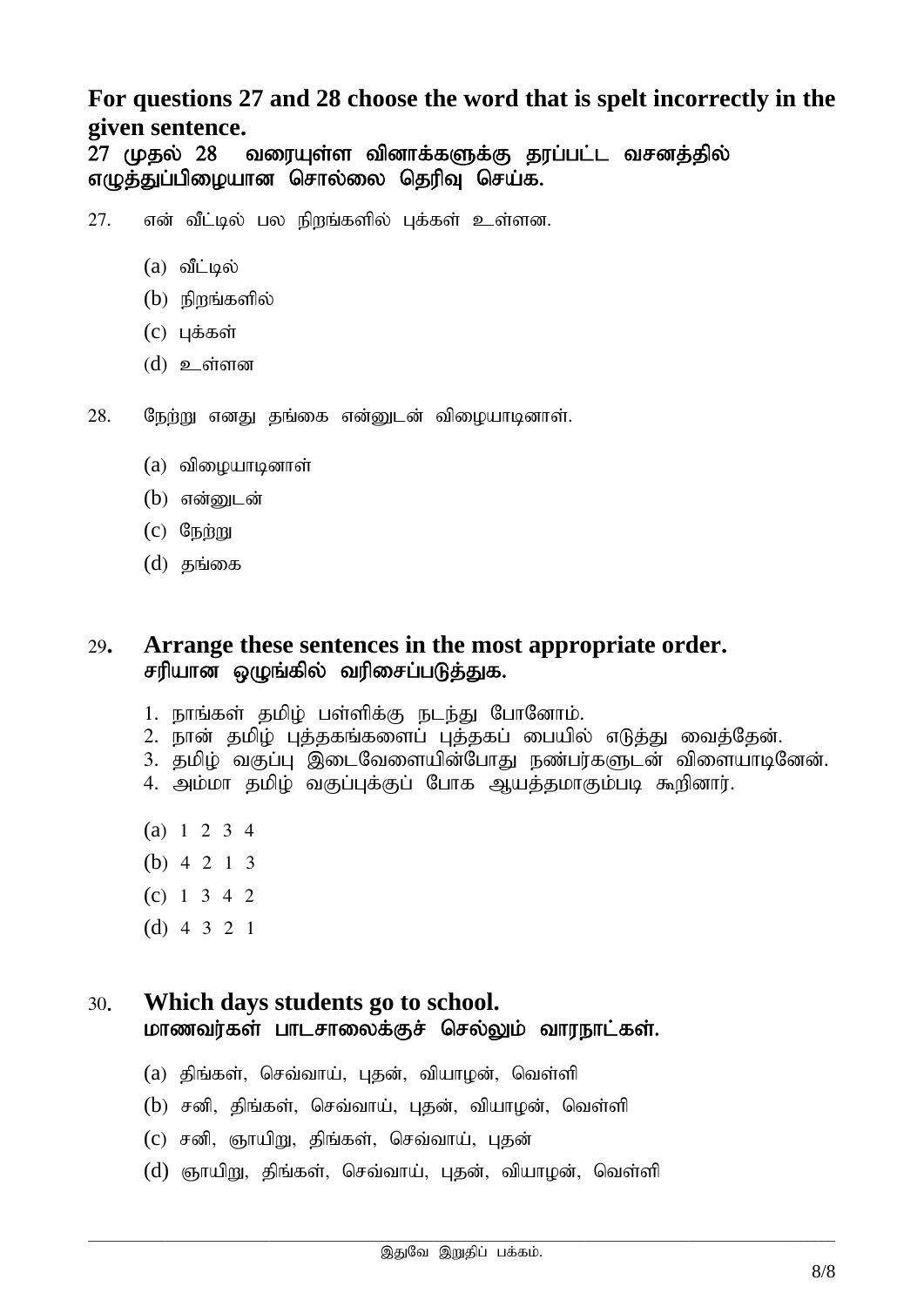**For questions 27 and 28 choose the word that is spelt incorrectly in the given sentence.**
**27 முதல் 28 வரையுள்ள வினாக்களுக்கு தரப்பட்ட வசனத்தில் எழுத்துப்பிழையான சொல்லை தெரிவு செய்க.**

27. என் வீட்டில் பல நிறங்களில் புக்கள் உள்ளன.

   (a) வீட்டில்
   (b) நிறங்களில்
   (c) புக்கள்
   (d) உள்ளன

28. நேற்று எனது தங்கை என்னுடன் விழையாடினாள்.

   (a) விழையாடினாள்
   (b) என்னுடன்
   (c) நேற்று
   (d) தங்கை

29. **Arrange these sentences in the most appropriate order.**
**சரியான ஒழுங்கில் வரிசைப்படுத்துக.**

   1. நாங்கள் தமிழ் பள்ளிக்கு நடந்து போனோம்.
   2. நான் தமிழ் புத்தகங்களைப் புத்தகப் பையில் எடுத்து வைத்தேன்.
   3. தமிழ் வகுப்பு இடைவேளையின்போது நண்பர்களுடன் விளையாடினேன்.
   4. அம்மா தமிழ் வகுப்புக்குப் போக ஆயத்தமாகும்படி கூறினார்.

   (a) 1 2 3 4
   (b) 4 2 1 3
   (c) 1 3 4 2
   (d) 4 3 2 1

30. **Which days students go to school.**
**மாணவர்கள் பாடசாலைக்குச் செல்லும் வாரநாட்கள்.**

   (a) திங்கள், செவ்வாய், புதன், வியாழன், வெள்ளி
   (b) சனி, திங்கள், செவ்வாய், புதன், வியாழன், வெள்ளி
   (c) சனி, ஞாயிறு, திங்கள், செவ்வாய், புதன்
   (d) ஞாயிறு, திங்கள், செவ்வாய், புதன், வியாழன், வெள்ளி

இதுவே இறுதிப் பக்கம்.